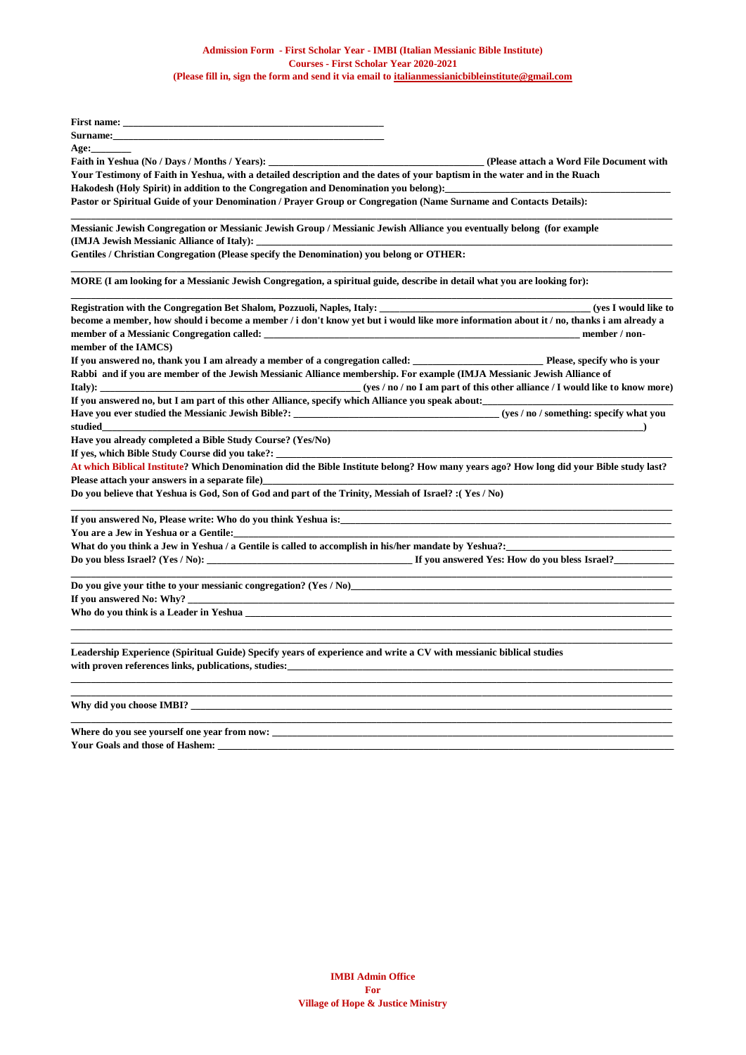**Admission Form - First Scholar Year - IMBI (Italian Messianic Bible Institute)**
**Courses - First Scholar Year 2020-2021**
**(Please fill in, sign the form and send it via email to italianmessianicbibleinstitute@gmail.com**

**First name:** ___________________________________________________

**Surname:**___________________________________________________

**Age:**________

**Faith in Yeshua (No / Days / Months / Years):** _____________________________________________ **(Please attach a Word File Document with Your Testimony of Faith in Yeshua, with a detailed description and the dates of your baptism in the water and in the Ruach Hakodesh (Holy Spirit) in addition to the Congregation and Denomination you belong):**_____________________________________________

**Pastor or Spiritual Guide of your Denomination / Prayer Group or Congregation (Name Surname and Contacts Details):**
_____________________________________________________________________________________________

**Messianic Jewish Congregation or Messianic Jewish Group / Messianic Jewish Alliance you eventually belong (for example (IMJA Jewish Messianic Alliance of Italy):** _____________________________________________

**Gentiles / Christian Congregation (Please specify the Denomination) you belong or OTHER:**
_____________________________________________________________________________________________

**MORE (I am looking for a Messianic Jewish Congregation, a spiritual guide, describe in detail what you are looking for):**
_____________________________________________________________________________________________

**Registration with the Congregation Bet Shalom, Pozzuoli, Naples, Italy:** _________________________________________ **(yes I would like to become a member, how should i become a member / i don't know yet but i would like more information about it / no, thanks i am already a member of a Messianic Congregation called:** _____________________________________________ **member / non-member of the IAMCS)**

**If you answered no, thank you I am already a member of a congregation called:** __________________________ **Please, specify who is your Rabbi and if you are member of the Jewish Messianic Alliance membership. For example (IMJA Messianic Jewish Alliance of Italy):** _____________________________________________ **(yes / no / no I am part of this other alliance / I would like to know more)**

**If you answered no, but I am part of this other Alliance, specify which Alliance you speak about:**_____________________________________

**Have you ever studied the Messianic Jewish Bible?:** _________________________________________ **(yes / no / something: specify what you studied**_____________________________________________________________________________________________**)**

**Have you already completed a Bible Study Course? (Yes/No)**

**If yes, which Bible Study Course did you take?:** _____________________________________________

**At which Biblical Institute? Which Denomination did the Bible Institute belong? How many years ago? How long did your Bible study last? Please attach your answers in a separate file)**_____________________________________________

**Do you believe that Yeshua is God, Son of God and part of the Trinity, Messiah of Israel? :( Yes / No)**
_____________________________________________________________________________________________

**If you answered No, Please write: Who do you think Yeshua is:**_____________________________________________

**You are a Jew in Yeshua or a Gentile:**_____________________________________________

**What do you think a Jew in Yeshua / a Gentile is called to accomplish in his/her mandate by Yeshua?:**______________________________

**Do you bless Israel? (Yes / No):** _________________________________________ **If you answered Yes: How do you bless Israel?**____________
_____________________________________________________________________________________________

**Do you give your tithe to your messianic congregation? (Yes / No)**_____________________________________________

**If you answered No: Why?** _____________________________________________

**Who do you think is a Leader in Yeshua** _____________________________________________
_____________________________________________________________________________________________
_____________________________________________________________________________________________

**Leadership Experience (Spiritual Guide) Specify years of experience and write a CV with messianic biblical studies with proven references links, publications, studies:**_____________________________________________
_____________________________________________________________________________________________
_____________________________________________________________________________________________

**Why did you choose IMBI?** _____________________________________________
_____________________________________________________________________________________________

**Where do you see yourself one year from now:** _____________________________________________

**Your Goals and those of Hashem:** _____________________________________________

**IMBI Admin Office**
**For**
**Village of Hope & Justice Ministry**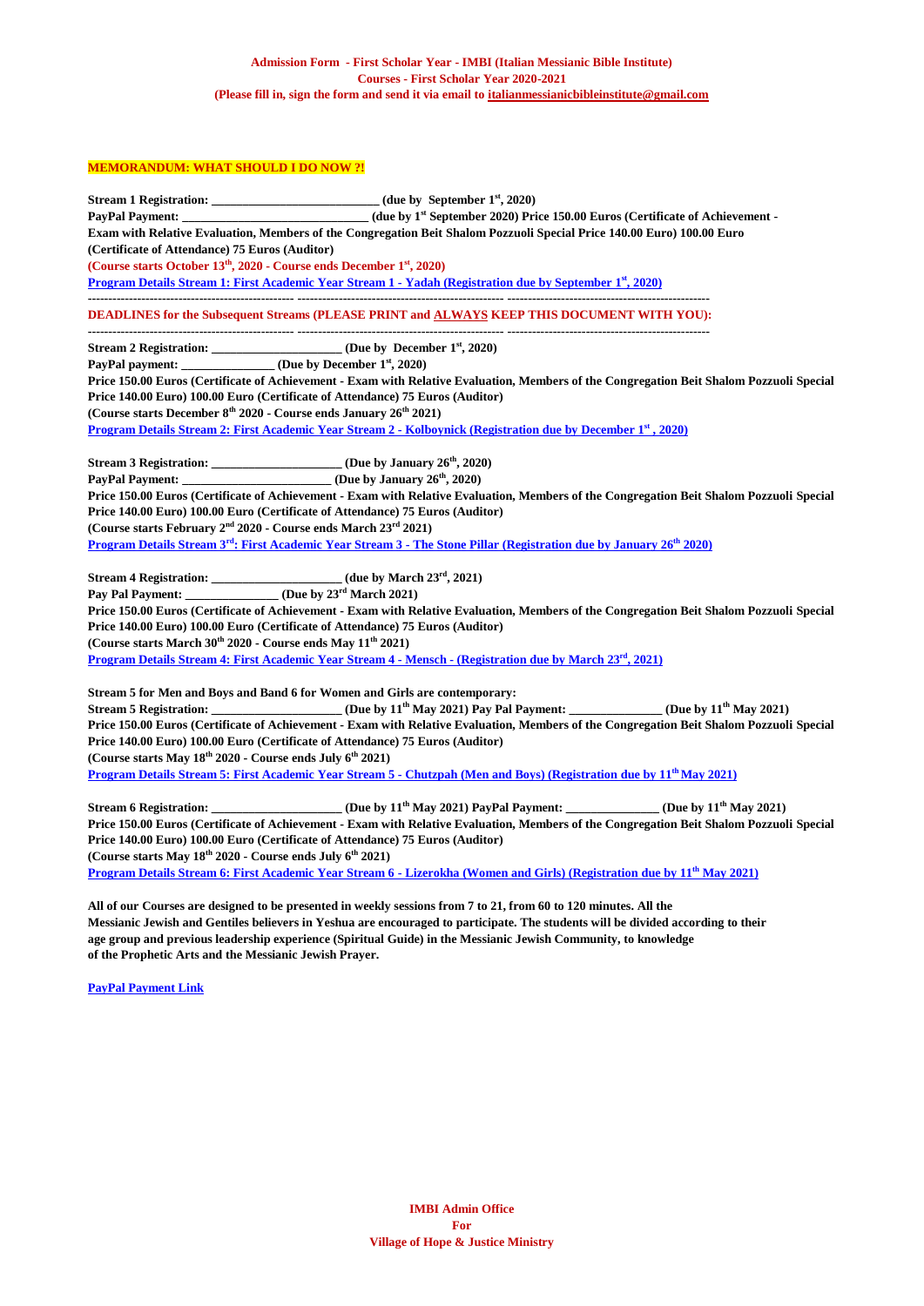**Admission Form - First Scholar Year - IMBI (Italian Messianic Bible Institute)**
**Courses - First Scholar Year 2020-2021**
**(Please fill in, sign the form and send it via email to italianmessianicbibleinstitute@gmail.com**

**MEMORANDUM: WHAT SHOULD I DO NOW ?!**

**Stream 1 Registration: ___________________________ (due by September 1st, 2020)**
**PayPal Payment: _____________________________ (due by 1st September 2020) Price 150.00 Euros (Certificate of Achievement - Exam with Relative Evaluation, Members of the Congregation Beit Shalom Pozzuoli Special Price 140.00 Euro) 100.00 Euro (Certificate of Attendance) 75 Euros (Auditor)**
**(Course starts October 13th, 2020 - Course ends December 1st, 2020)**
**Program Details Stream 1: First Academic Year Stream 1 - Yadah (Registration due by September 1st, 2020)**

---

**DEADLINES for the Subsequent Streams (PLEASE PRINT and ALWAYS KEEP THIS DOCUMENT WITH YOU):**

---

**Stream 2 Registration: ____________________ (Due by December 1st, 2020)**
**PayPal payment: ______________ (Due by December 1st, 2020)**
**Price 150.00 Euros (Certificate of Achievement - Exam with Relative Evaluation, Members of the Congregation Beit Shalom Pozzuoli Special Price 140.00 Euro) 100.00 Euro (Certificate of Attendance) 75 Euros (Auditor)**
**(Course starts December 8th 2020 - Course ends January 26th 2021)**
**Program Details Stream 2: First Academic Year Stream 2 - Kolboynick (Registration due by December 1st , 2020)**

**Stream 3 Registration: ____________________ (Due by January 26th, 2020)**
**PayPal Payment: ________________________ (Due by January 26th, 2020)**
**Price 150.00 Euros (Certificate of Achievement - Exam with Relative Evaluation, Members of the Congregation Beit Shalom Pozzuoli Special Price 140.00 Euro) 100.00 Euro (Certificate of Attendance) 75 Euros (Auditor)**
**(Course starts February 2nd 2020 - Course ends March 23rd 2021)**
**Program Details Stream 3rd: First Academic Year Stream 3 - The Stone Pillar (Registration due by January 26th 2020)**

**Stream 4 Registration: ____________________ (due by March 23rd, 2021)**
**Pay Pal Payment: ______________ (Due by 23rd March 2021)**
**Price 150.00 Euros (Certificate of Achievement - Exam with Relative Evaluation, Members of the Congregation Beit Shalom Pozzuoli Special Price 140.00 Euro) 100.00 Euro (Certificate of Attendance) 75 Euros (Auditor)**
**(Course starts March 30th 2020 - Course ends May 11th 2021)**
**Program Details Stream 4: First Academic Year Stream 4 - Mensch - (Registration due by March 23rd, 2021)**

**Stream 5 for Men and Boys and Band 6 for Women and Girls are contemporary:**
**Stream 5 Registration: ____________________ (Due by 11th May 2021) Pay Pal Payment: ______________ (Due by 11th May 2021)**
**Price 150.00 Euros (Certificate of Achievement - Exam with Relative Evaluation, Members of the Congregation Beit Shalom Pozzuoli Special Price 140.00 Euro) 100.00 Euro (Certificate of Attendance) 75 Euros (Auditor)**
**(Course starts May 18th 2020 - Course ends July 6th 2021)**
**Program Details Stream 5: First Academic Year Stream 5 - Chutzpah (Men and Boys) (Registration due by 11th May 2021)**

**Stream 6 Registration: ____________________ (Due by 11th May 2021) PayPal Payment: ______________ (Due by 11th May 2021)**
**Price 150.00 Euros (Certificate of Achievement - Exam with Relative Evaluation, Members of the Congregation Beit Shalom Pozzuoli Special Price 140.00 Euro) 100.00 Euro (Certificate of Attendance) 75 Euros (Auditor)**
**(Course starts May 18th 2020 - Course ends July 6th 2021)**
**Program Details Stream 6: First Academic Year Stream 6 - Lizerokha (Women and Girls) (Registration due by 11th May 2021)**

**All of our Courses are designed to be presented in weekly sessions from 7 to 21, from 60 to 120 minutes. All the Messianic Jewish and Gentiles believers in Yeshua are encouraged to participate. The students will be divided according to their age group and previous leadership experience (Spiritual Guide) in the Messianic Jewish Community, to knowledge of the Prophetic Arts and the Messianic Jewish Prayer.**

**PayPal Payment Link**

**IMBI Admin Office**
**For**
**Village of Hope & Justice Ministry**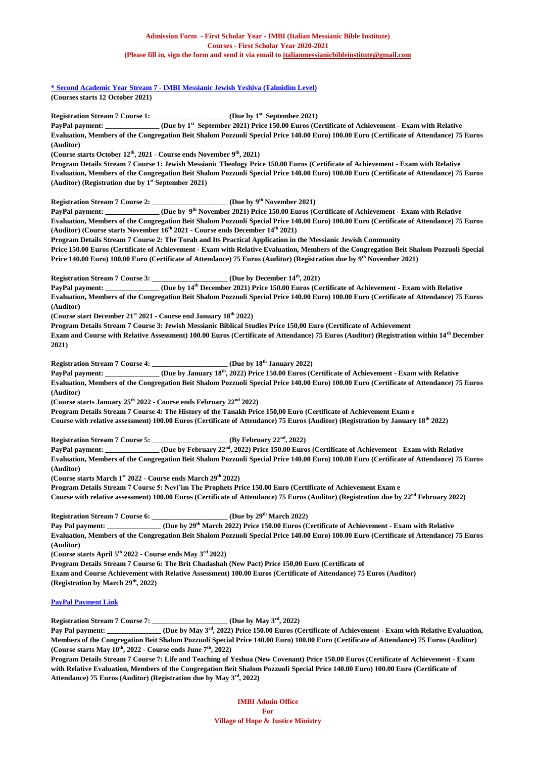**Admission Form - First Scholar Year - IMBI (Italian Messianic Bible Institute)**
**Courses - First Scholar Year 2020-2021**
**(Please fill in, sign the form and send it via email to italianmessianicbibleinstitute@gmail.com)**

**\* Second Academic Year Stream 7 - IMBI Messianic Jewish Yeshiva (Talmidim Level)**
**(Courses starts 12 October 2021)**

**Registration Stream 7 Course 1: _____________________ (Due by 1st September 2021)**
**PayPal payment: _______________ (Due by 1st September 2021) Price 150.00 Euros (Certificate of Achievement - Exam with Relative Evaluation, Members of the Congregation Beit Shalom Pozzuoli Special Price 140.00 Euro) 100.00 Euro (Certificate of Attendance) 75 Euros (Auditor)**
**(Course starts October 12th, 2021 - Course ends November 9th, 2021)**
**Program Details Stream 7 Course 1: Jewish Messianic Theology Price 150.00 Euros (Certificate of Achievement - Exam with Relative Evaluation, Members of the Congregation Beit Shalom Pozzuoli Special Price 140.00 Euro) 100.00 Euro (Certificate of Attendance) 75 Euros (Auditor) (Registration due by 1st September 2021)**

**Registration Stream 7 Course 2: _____________________ (Due by 9th November 2021)**
**PayPal payment: _______________ (Due by 9th November 2021) Price 150.00 Euros (Certificate of Achievement - Exam with Relative Evaluation, Members of the Congregation Beit Shalom Pozzuoli Special Price 140.00 Euro) 100.00 Euro (Certificate of Attendance) 75 Euros (Auditor) (Course starts November 16th 2021 - Course ends December 14th 2021)**
**Program Details Stream 7 Course 2: The Torah and Its Practical Application in the Messianic Jewish Community**
**Price 150.00 Euros (Certificate of Achievement - Exam with Relative Evaluation, Members of the Congregation Beit Shalom Pozzuoli Special Price 140.00 Euro) 100.00 Euro (Certificate of Attendance) 75 Euros (Auditor) (Registration due by 9th November 2021)**

**Registration Stream 7 Course 3: _____________________ (Due by December 14th, 2021)**
**PayPal payment: _______________ (Due by 14th December 2021) Price 150.00 Euros (Certificate of Achievement - Exam with Relative Evaluation, Members of the Congregation Beit Shalom Pozzuoli Special Price 140.00 Euro) 100.00 Euro (Certificate of Attendance) 75 Euros (Auditor)**
**(Course start December 21st 2021 - Course end January 18th 2022)**
**Program Details Stream 7 Course 3: Jewish Messianic Biblical Studies Price 150,00 Euro (Certificate of Achievement Exam and Course with Relative Assessment) 100.00 Euros (Certificate of Attendance) 75 Euros (Auditor) (Registration within 14th December 2021)**

**Registration Stream 7 Course 4: _____________________ (Due by 18th January 2022)**
**PayPal payment: _______________ (Due by January 18th, 2022) Price 150.00 Euros (Certificate of Achievement - Exam with Relative Evaluation, Members of the Congregation Beit Shalom Pozzuoli Special Price 140.00 Euro) 100.00 Euro (Certificate of Attendance) 75 Euros (Auditor)**
**(Course starts January 25th 2022 - Course ends February 22nd 2022)**
**Program Details Stream 7 Course 4: The History of the Tanakh Price 150,00 Euro (Certificate of Achievement Exam e Course with relative assessment) 100.00 Euros (Certificate of Attendance) 75 Euros (Auditor) (Registration by January 18th 2022)**

**Registration Stream 7 Course 5: _____________________ (By February 22nd, 2022)**
**PayPal payment: _______________ (Due by February 22nd, 2022) Price 150.00 Euros (Certificate of Achievement - Exam with Relative Evaluation, Members of the Congregation Beit Shalom Pozzuoli Special Price 140.00 Euro) 100.00 Euro (Certificate of Attendance) 75 Euros (Auditor)**
**(Course starts March 1st 2022 - Course ends March 29th 2022)**
**Program Details Stream 7 Course 5: Nevi'im The Prophets Price 150.00 Euro (Certificate of Achievement Exam e Course with relative assessment) 100.00 Euros (Certificate of Attendance) 75 Euros (Auditor) (Registration due by 22nd February 2022)**

**Registration Stream 7 Course 6: _____________________ (Due by 29th March 2022)**
**Pay Pal payment: _______________ (Due by 29th March 2022) Price 150.00 Euros (Certificate of Achievement - Exam with Relative Evaluation, Members of the Congregation Beit Shalom Pozzuoli Special Price 140.00 Euro) 100.00 Euro (Certificate of Attendance) 75 Euros (Auditor)**
**(Course starts April 5th 2022 - Course ends May 3rd 2022)**
**Program Details Stream 7 Course 6: The Brit Chadashah (New Pact) Price 150,00 Euro (Certificate of Exam and Course Achievement with Relative Assessment) 100.00 Euros (Certificate of Attendance) 75 Euros (Auditor) (Registration by March 29th, 2022)**

**PayPal Payment Link**

**Registration Stream 7 Course 7: _____________________ (Due by May 3rd, 2022)**
**Pay Pal payment: _______________ (Due by May 3rd, 2022) Price 150.00 Euros (Certificate of Achievement - Exam with Relative Evaluation, Members of the Congregation Beit Shalom Pozzuoli Special Price 140.00 Euro) 100.00 Euro (Certificate of Attendance) 75 Euros (Auditor)**
**(Course starts May 10th, 2022 - Course ends June 7th, 2022)**
**Program Details Stream 7 Course 7: Life and Teaching of Yeshua (New Covenant) Price 150.00 Euros (Certificate of Achievement - Exam with Relative Evaluation, Members of the Congregation Beit Shalom Pozzuoli Special Price 140.00 Euro) 100.00 Euro (Certificate of Attendance) 75 Euros (Auditor) (Registration due by May 3rd, 2022)**

**IMBI Admin Office**
**For**
**Village of Hope & Justice Ministry**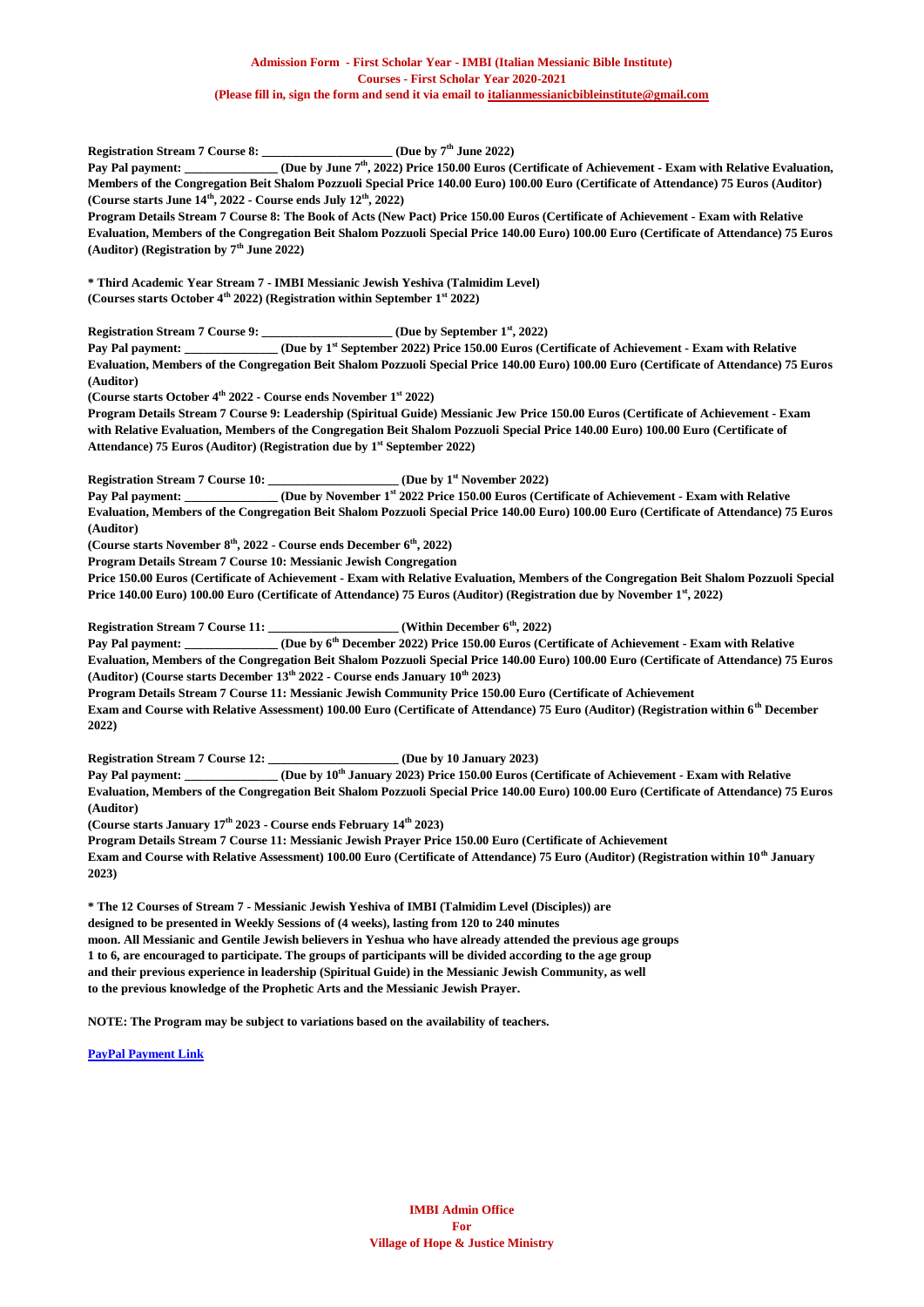**Admission Form - First Scholar Year - IMBI (Italian Messianic Bible Institute)**
**Courses - First Scholar Year 2020-2021**
**(Please fill in, sign the form and send it via email to italianmessianicbibleinstitute@gmail.com**

**Registration Stream 7 Course 8: ____________________ (Due by 7th June 2022)**
**Pay Pal payment: ______________ (Due by June 7th, 2022) Price 150.00 Euros (Certificate of Achievement - Exam with Relative Evaluation, Members of the Congregation Beit Shalom Pozzuoli Special Price 140.00 Euro) 100.00 Euro (Certificate of Attendance) 75 Euros (Auditor) (Course starts June 14th, 2022 - Course ends July 12th, 2022)**
**Program Details Stream 7 Course 8: The Book of Acts (New Pact) Price 150.00 Euros (Certificate of Achievement - Exam with Relative Evaluation, Members of the Congregation Beit Shalom Pozzuoli Special Price 140.00 Euro) 100.00 Euro (Certificate of Attendance) 75 Euros (Auditor) (Registration by 7th June 2022)**

**\* Third Academic Year Stream 7 - IMBI Messianic Jewish Yeshiva (Talmidim Level)**
**(Courses starts October 4th 2022) (Registration within September 1st 2022)**

**Registration Stream 7 Course 9: ____________________ (Due by September 1st, 2022)**
**Pay Pal payment: ______________ (Due by 1st September 2022) Price 150.00 Euros (Certificate of Achievement - Exam with Relative Evaluation, Members of the Congregation Beit Shalom Pozzuoli Special Price 140.00 Euro) 100.00 Euro (Certificate of Attendance) 75 Euros (Auditor)**
**(Course starts October 4th 2022 - Course ends November 1st 2022)**
**Program Details Stream 7 Course 9: Leadership (Spiritual Guide) Messianic Jew Price 150.00 Euros (Certificate of Achievement - Exam with Relative Evaluation, Members of the Congregation Beit Shalom Pozzuoli Special Price 140.00 Euro) 100.00 Euro (Certificate of Attendance) 75 Euros (Auditor) (Registration due by 1st September 2022)**

**Registration Stream 7 Course 10: ____________________ (Due by 1st November 2022)**
**Pay Pal payment: ______________ (Due by November 1st 2022 Price 150.00 Euros (Certificate of Achievement - Exam with Relative Evaluation, Members of the Congregation Beit Shalom Pozzuoli Special Price 140.00 Euro) 100.00 Euro (Certificate of Attendance) 75 Euros (Auditor)**
**(Course starts November 8th, 2022 - Course ends December 6th, 2022)**
**Program Details Stream 7 Course 10: Messianic Jewish Congregation**
**Price 150.00 Euros (Certificate of Achievement - Exam with Relative Evaluation, Members of the Congregation Beit Shalom Pozzuoli Special Price 140.00 Euro) 100.00 Euro (Certificate of Attendance) 75 Euros (Auditor) (Registration due by November 1st, 2022)**

**Registration Stream 7 Course 11: ____________________ (Within December 6th, 2022)**
**Pay Pal payment: ______________ (Due by 6th December 2022) Price 150.00 Euros (Certificate of Achievement - Exam with Relative Evaluation, Members of the Congregation Beit Shalom Pozzuoli Special Price 140.00 Euro) 100.00 Euro (Certificate of Attendance) 75 Euros (Auditor) (Course starts December 13th 2022 - Course ends January 10th 2023)**
**Program Details Stream 7 Course 11: Messianic Jewish Community Price 150.00 Euro (Certificate of Achievement Exam and Course with Relative Assessment) 100.00 Euro (Certificate of Attendance) 75 Euro (Auditor) (Registration within 6th December 2022)**

**Registration Stream 7 Course 12: ____________________ (Due by 10 January 2023)**
**Pay Pal payment: ______________ (Due by 10th January 2023) Price 150.00 Euros (Certificate of Achievement - Exam with Relative Evaluation, Members of the Congregation Beit Shalom Pozzuoli Special Price 140.00 Euro) 100.00 Euro (Certificate of Attendance) 75 Euros (Auditor)**
**(Course starts January 17th 2023 - Course ends February 14th 2023)**
**Program Details Stream 7 Course 11: Messianic Jewish Prayer Price 150.00 Euro (Certificate of Achievement Exam and Course with Relative Assessment) 100.00 Euro (Certificate of Attendance) 75 Euro (Auditor) (Registration within 10th January 2023)**

**\* The 12 Courses of Stream 7 - Messianic Jewish Yeshiva of IMBI (Talmidim Level (Disciples)) are designed to be presented in Weekly Sessions of (4 weeks), lasting from 120 to 240 minutes moon. All Messianic and Gentile Jewish believers in Yeshua who have already attended the previous age groups 1 to 6, are encouraged to participate. The groups of participants will be divided according to the age group and their previous experience in leadership (Spiritual Guide) in the Messianic Jewish Community, as well to the previous knowledge of the Prophetic Arts and the Messianic Jewish Prayer.**

**NOTE: The Program may be subject to variations based on the availability of teachers.**

**PayPal Payment Link**

**IMBI Admin Office**
**For**
**Village of Hope & Justice Ministry**